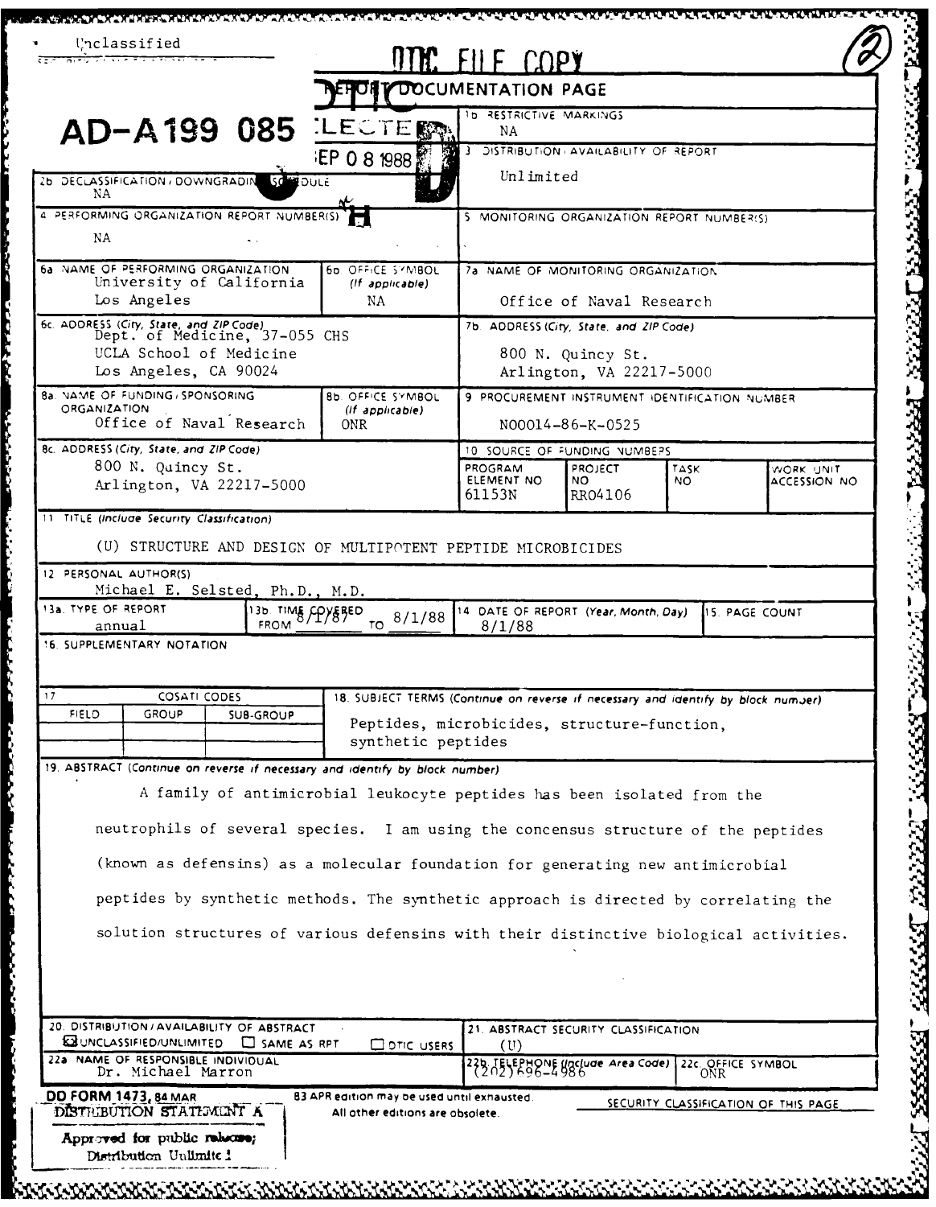Unclassified

DTIC FILE COPY

(2)

AD-A199 085

DTIC ELECTE SEP 0 8 1988 H

# REPORT DOCUMENTATION PAGE

| | |
|---|---|
| 1b. RESTRICTIVE MARKINGS | NA |
| 3. DISTRIBUTION/AVAILABILITY OF REPORT | Unlimited |
| 2b. DECLASSIFICATION/DOWNGRADING SCHEDULE | NA |
| 4. PERFORMING ORGANIZATION REPORT NUMBER(S) | NA |
| 5. MONITORING ORGANIZATION REPORT NUMBER(S) | |
| 6a. NAME OF PERFORMING ORGANIZATION | University of California Los Angeles |
| 6b. OFFICE SYMBOL (If applicable) | NA |
| 7a. NAME OF MONITORING ORGANIZATION | Office of Naval Research |
| 6c. ADDRESS (City, State, and ZIP Code) | Dept. of Medicine, 37-055 CHS, UCLA School of Medicine, Los Angeles, CA 90024 |
| 7b. ADDRESS (City, State, and ZIP Code) | 800 N. Quincy St., Arlington, VA 22217-5000 |
| 8a. NAME OF FUNDING/SPONSORING ORGANIZATION | Office of Naval Research |
| 8b. OFFICE SYMBOL (If applicable) | ONR |
| 9. PROCUREMENT INSTRUMENT IDENTIFICATION NUMBER | N00014-86-K-0525 |
| 8c. ADDRESS (City, State, and ZIP Code) | 800 N. Quincy St., Arlington, VA 22217-5000 |

10. SOURCE OF FUNDING NUMBERS

| PROGRAM ELEMENT NO | PROJECT NO | TASK NO | WORK UNIT ACCESSION NO |
|---|---|---|---|
| 61153N | RR04106 | | |

11. TITLE (Include Security Classification)

(U) STRUCTURE AND DESIGN OF MULTIPOTENT PEPTIDE MICROBICIDES

12. PERSONAL AUTHOR(S)

Michael E. Selsted, Ph.D., M.D.

| 13a. TYPE OF REPORT | 13b. TIME COVERED | 14. DATE OF REPORT (Year, Month, Day) | 15. PAGE COUNT |
|---|---|---|---|
| annual | FROM 8/1/87 TO 8/1/88 | 8/1/88 | |

16. SUPPLEMENTARY NOTATION

17. COSATI CODES

| FIELD | GROUP | SUB-GROUP |
|---|---|---|
| | | |

18. SUBJECT TERMS (Continue on reverse if necessary and identify by block number)

Peptides, microbicides, structure-function, synthetic peptides

19. ABSTRACT (Continue on reverse if necessary and identify by block number)

A family of antimicrobial leukocyte peptides has been isolated from the neutrophils of several species. I am using the concensus structure of the peptides (known as defensins) as a molecular foundation for generating new antimicrobial peptides by synthetic methods. The synthetic approach is directed by correlating the solution structures of various defensins with their distinctive biological activities.

| | |
|---|---|
| 20. DISTRIBUTION/AVAILABILITY OF ABSTRACT | ☒ UNCLASSIFIED/UNLIMITED ☐ SAME AS RPT ☐ DTIC USERS |
| 21. ABSTRACT SECURITY CLASSIFICATION | (U) |
| 22a. NAME OF RESPONSIBLE INDIVIDUAL | Dr. Michael Marron |
| 22b. TELEPHONE (Include Area Code) | (202)696-4986 |
| 22c. OFFICE SYMBOL | ONR |

DD FORM 1473, 84 MAR — 83 APR edition may be used until exhausted. All other editions are obsolete.

SECURITY CLASSIFICATION OF THIS PAGE

DISTRIBUTION STATEMENT A

Approved for public release; Distribution Unlimited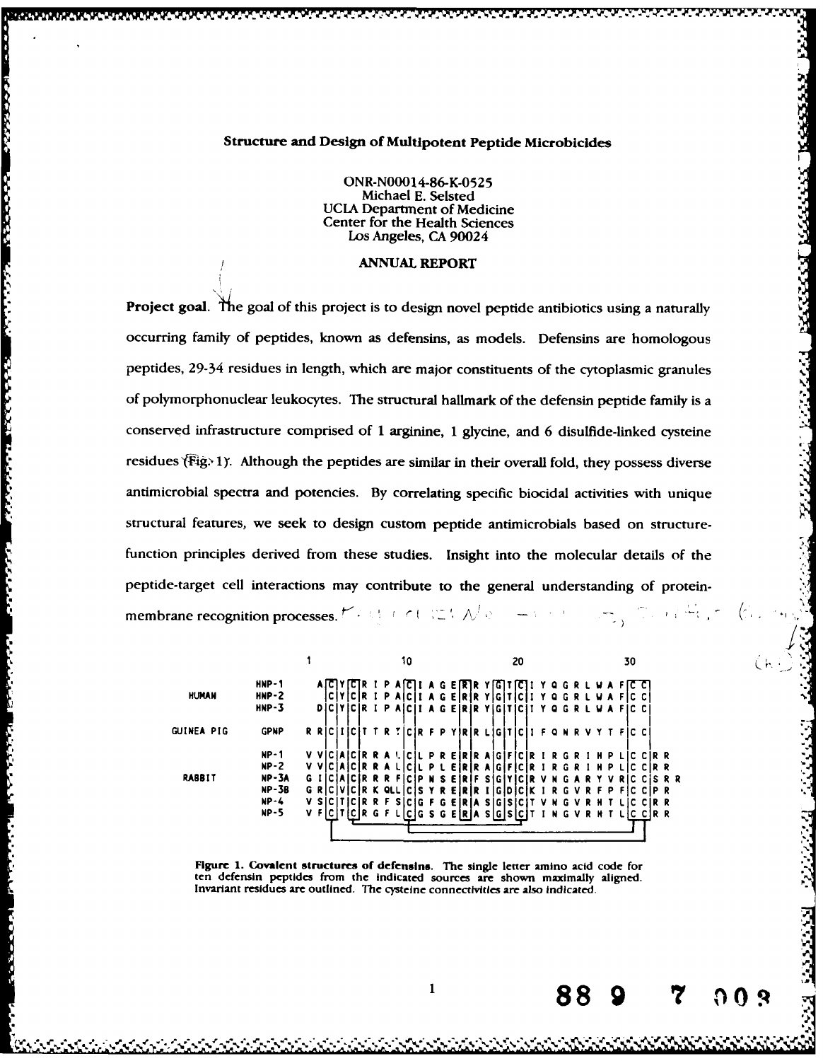# Structure and Design of Multipotent Peptide Microbicides

ONR-N00014-86-K-0525
Michael E. Selsted
UCLA Department of Medicine
Center for the Health Sciences
Los Angeles, CA 90024

## ANNUAL REPORT

**Project goal.** The goal of this project is to design novel peptide antibiotics using a naturally occurring family of peptides, known as defensins, as models. Defensins are homologous peptides, 29-34 residues in length, which are major constituents of the cytoplasmic granules of polymorphonuclear leukocytes. The structural hallmark of the defensin peptide family is a conserved infrastructure comprised of 1 arginine, 1 glycine, and 6 disulfide-linked cysteine residues (Fig. 1). Although the peptides are similar in their overall fold, they possess diverse antimicrobial spectra and potencies. By correlating specific biocidal activities with unique structural features, we seek to design custom peptide antimicrobials based on structure-function principles derived from these studies. Insight into the molecular details of the peptide-target cell interactions may contribute to the general understanding of protein-membrane recognition processes.

```
                       1         10                  20                  30
HUMAN       HNP-1      A C Y C R I P A C I A G E R R Y G T C I Y Q G R L W A F C C
            HNP-2        C Y C R I P A C I A G E R R Y G T C I Y Q G R L W A F C C
            HNP-3      D C Y C R I P A C I A G E R R Y G T C I Y Q G R L W A F C C

GUINEA PIG  GPNP     R R C I C T T R T C R F P Y R R L G T C I F Q N R V Y T F C C

RABBIT      NP-1     V V C A C R R A L C L P R E R R A G F C R I R G R I H P L C C R R
            NP-2     V V C A C R R A L C L P L E R R A G F C R I R G R I H P L C C R R
            NP-3A    G I C A C R R R F C P N S E R F S G Y C R V N G A R Y V R C C S R R
            NP-3B    G R C V C R K QLL C S Y R E R R I G D C K I R G V R F P F C C P R
            NP-4     V S C T C R R F S C G F G E R A S G S C T V N G V R H T L C C R R
            NP-5     V F C T C R G F L C G S G E R A S G S C T I N G V R H T L C C R R
```

**Figure 1. Covalent structures of defensins.** The single letter amino acid code for ten defensin peptides from the indicated sources are shown maximally aligned. Invariant residues are outlined. The cysteine connectivities are also indicated.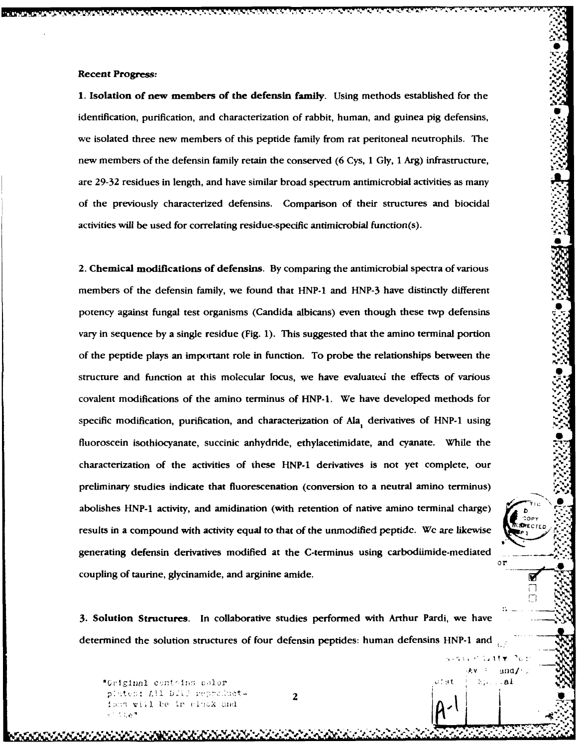**Recent Progress:**

**1. Isolation of new members of the defensin family.** Using methods established for the identification, purification, and characterization of rabbit, human, and guinea pig defensins, we isolated three new members of this peptide family from rat peritoneal neutrophils. The new members of the defensin family retain the conserved (6 Cys, 1 Gly, 1 Arg) infrastructure, are 29-32 residues in length, and have similar broad spectrum antimicrobial activities as many of the previously characterized defensins. Comparison of their structures and biocidal activities will be used for correlating residue-specific antimicrobial function(s).

**2. Chemical modifications of defensins.** By comparing the antimicrobial spectra of various members of the defensin family, we found that HNP-1 and HNP-3 have distinctly different potency against fungal test organisms (Candida albicans) even though these twp defensins vary in sequence by a single residue (Fig. 1). This suggested that the amino terminal portion of the peptide plays an important role in function. To probe the relationships between the structure and function at this molecular locus, we have evaluated the effects of various covalent modifications of the amino terminus of HNP-1. We have developed methods for specific modification, purification, and characterization of $Ala_1$ derivatives of HNP-1 using fluoroscein isothiocyanate, succinic anhydride, ethylacetimidate, and cyanate. While the characterization of the activities of these HNP-1 derivatives is not yet complete, our preliminary studies indicate that fluorescenation (conversion to a neutral amino terminus) abolishes HNP-1 activity, and amidination (with retention of native amino terminal charge) results in a compound with activity equal to that of the unmodified peptide. We are likewise generating defensin derivatives modified at the C-terminus using carbodiimide-mediated coupling of taurine, glycinamide, and arginine amide.

**3. Solution Structures.** In collaborative studies performed with Arthur Pardi, we have determined the solution structures of four defensin peptides: human defensins HNP-1 and

*Original contains color plates: All DTIC reproductions will be in black and white*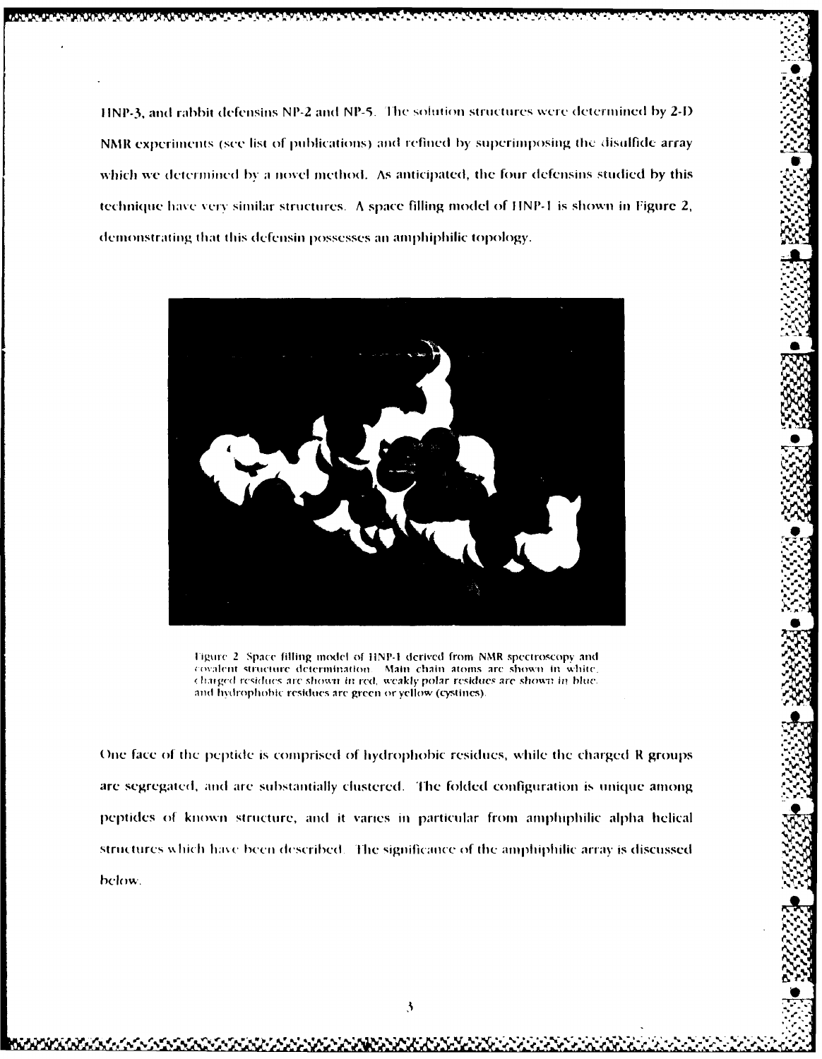HNP-3, and rabbit defensins NP-2 and NP-5. The solution structures were determined by 2-D NMR experiments (see list of publications) and refined by superimposing the disulfide array which we determined by a novel method. As anticipated, the four defensins studied by this technique have very similar structures. A space filling model of HNP-1 is shown in Figure 2, demonstrating that this defensin possesses an amphiphilic topology.

Figure 2. Space filling model of HNP-1 derived from NMR spectroscopy and covalent structure determination. Main chain atoms are shown in white, charged residues are shown in red, weakly polar residues are shown in blue, and hydrophobic residues are green or yellow (cystines).

One face of the peptide is comprised of hydrophobic residues, while the charged R groups are segregated, and are substantially clustered. The folded configuration is unique among peptides of known structure, and it varies in particular from amphiphilic alpha helical structures which have been described. The significance of the amphiphilic array is discussed below.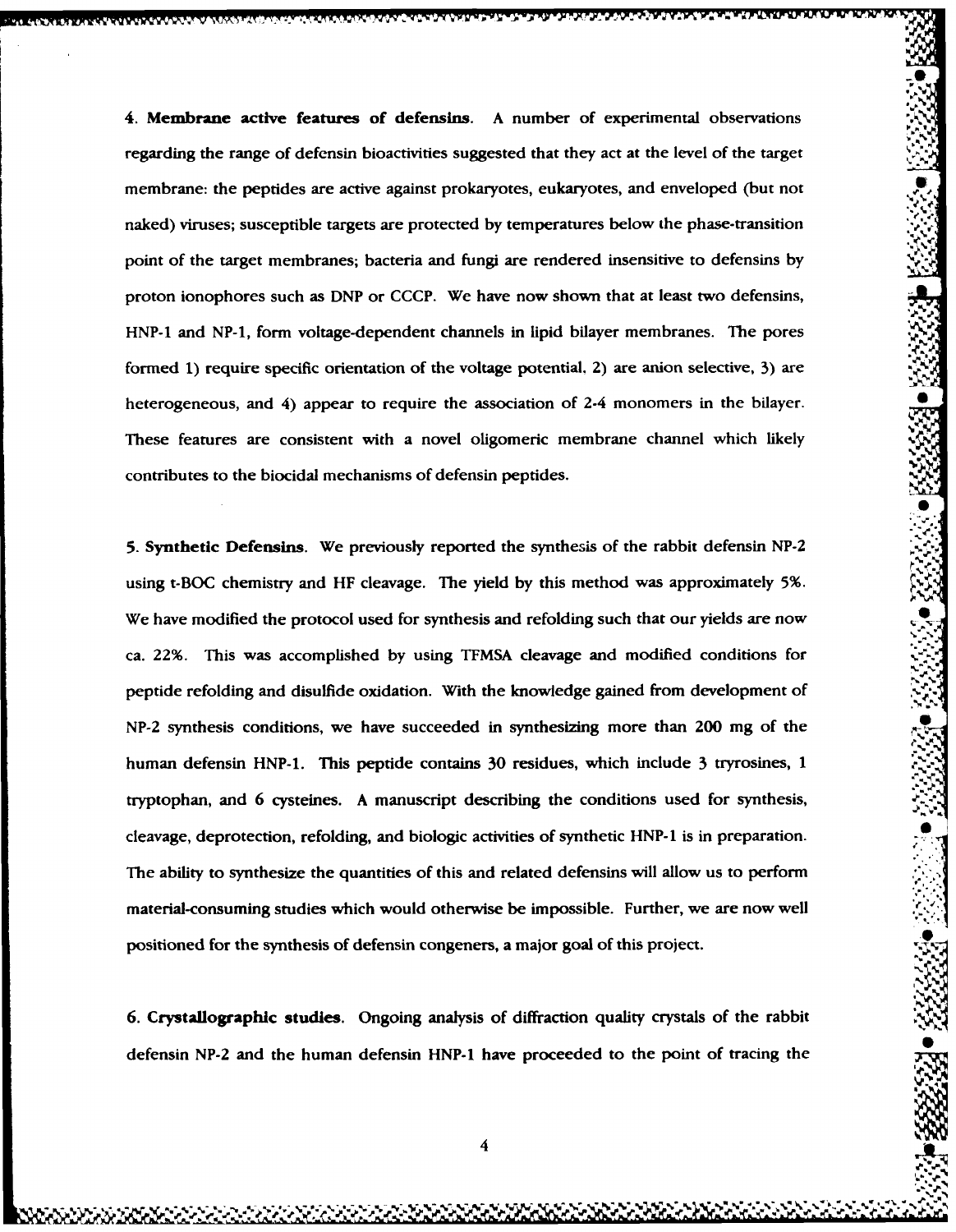4. **Membrane active features of defensins.** A number of experimental observations regarding the range of defensin bioactivities suggested that they act at the level of the target membrane: the peptides are active against prokaryotes, eukaryotes, and enveloped (but not naked) viruses; susceptible targets are protected by temperatures below the phase-transition point of the target membranes; bacteria and fungi are rendered insensitive to defensins by proton ionophores such as DNP or CCCP. We have now shown that at least two defensins, HNP-1 and NP-1, form voltage-dependent channels in lipid bilayer membranes. The pores formed 1) require specific orientation of the voltage potential, 2) are anion selective, 3) are heterogeneous, and 4) appear to require the association of 2-4 monomers in the bilayer. These features are consistent with a novel oligomeric membrane channel which likely contributes to the biocidal mechanisms of defensin peptides.

5. **Synthetic Defensins.** We previously reported the synthesis of the rabbit defensin NP-2 using t-BOC chemistry and HF cleavage. The yield by this method was approximately 5%. We have modified the protocol used for synthesis and refolding such that our yields are now ca. 22%. This was accomplished by using TFMSA cleavage and modified conditions for peptide refolding and disulfide oxidation. With the knowledge gained from development of NP-2 synthesis conditions, we have succeeded in synthesizing more than 200 mg of the human defensin HNP-1. This peptide contains 30 residues, which include 3 tyrosines, 1 tryptophan, and 6 cysteines. A manuscript describing the conditions used for synthesis, cleavage, deprotection, refolding, and biologic activities of synthetic HNP-1 is in preparation. The ability to synthesize the quantities of this and related defensins will allow us to perform material-consuming studies which would otherwise be impossible. Further, we are now well positioned for the synthesis of defensin congeners, a major goal of this project.

6. **Crystallographic studies.** Ongoing analysis of diffraction quality crystals of the rabbit defensin NP-2 and the human defensin HNP-1 have proceeded to the point of tracing the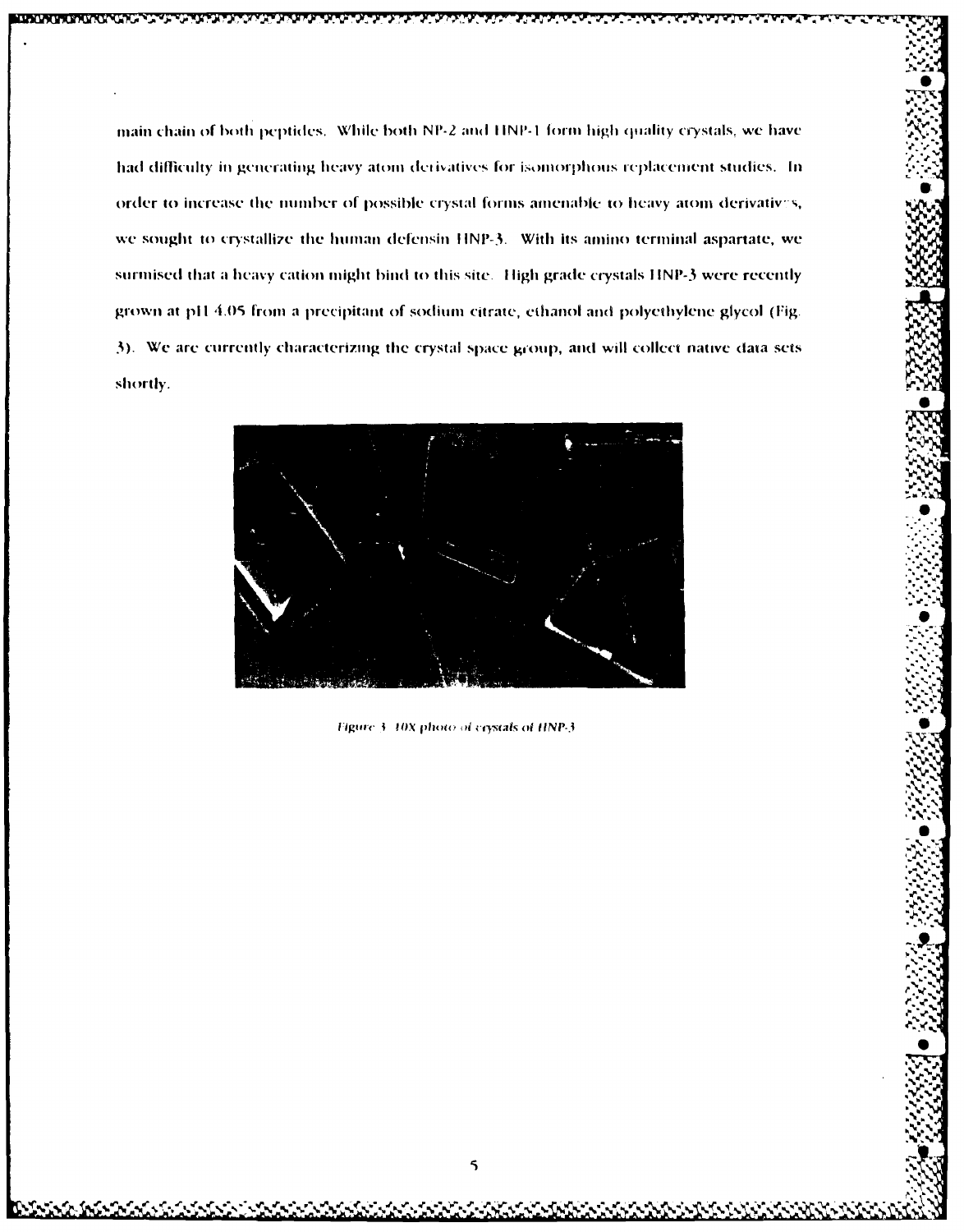main chain of both peptides. While both NP-2 and HNP-1 form high quality crystals, we have had difficulty in generating heavy atom derivatives for isomorphous replacement studies. In order to increase the number of possible crystal forms amenable to heavy atom derivatives, we sought to crystallize the human defensin HNP-3. With its amino terminal aspartate, we surmised that a heavy cation might bind to this site. High grade crystals HNP-3 were recently grown at pH 4.05 from a precipitant of sodium citrate, ethanol and polyethylene glycol (Fig. 3). We are currently characterizing the crystal space group, and will collect native data sets shortly.

*Figure 3. 10X photo of crystals of HNP-3*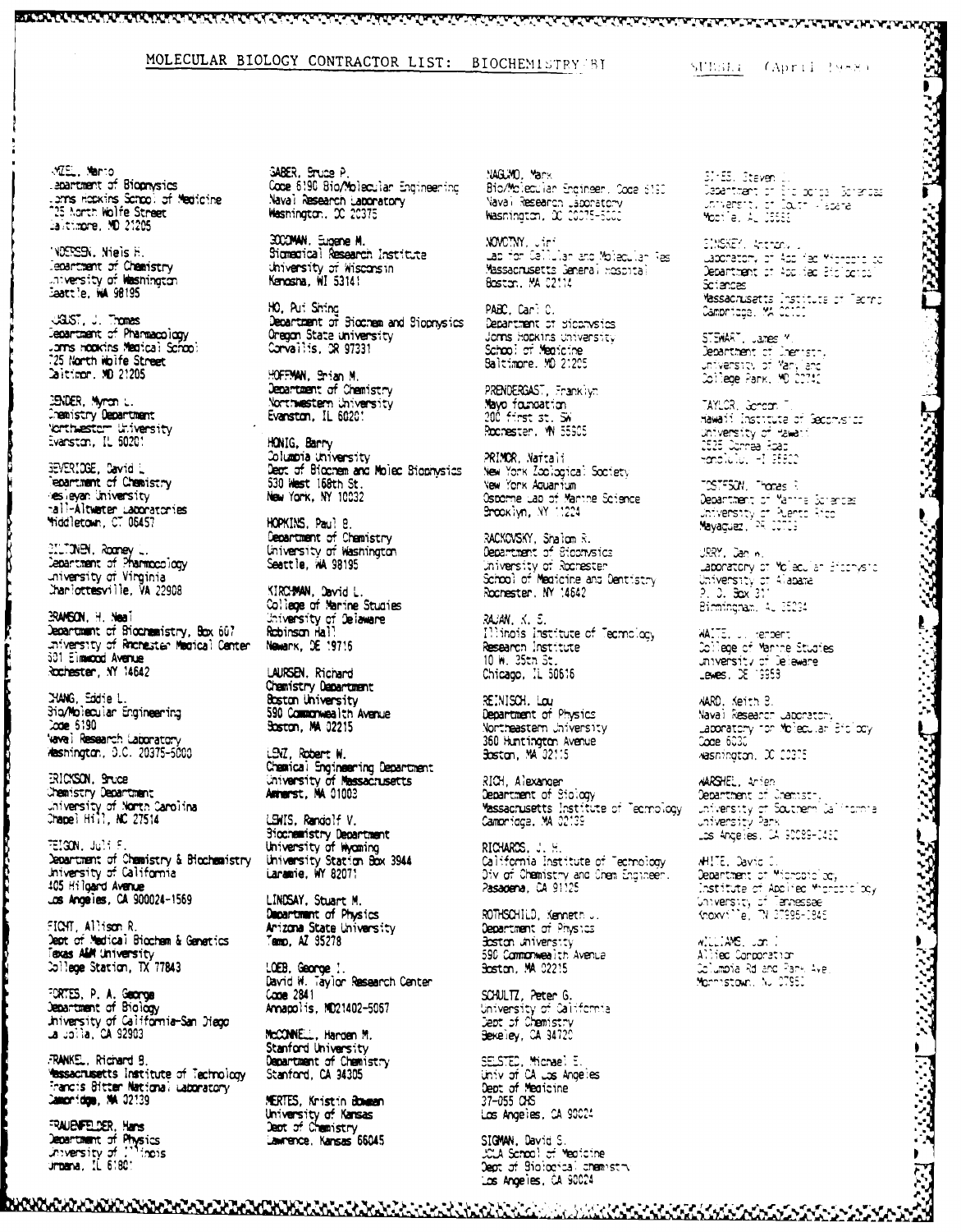# MOLECULAR BIOLOGY CONTRACTOR LIST: BIOCHEMISTRY/BI

SPBBIL (April 1988)

AMZEL, Mario
Department of Biophysics
Johns Hopkins School of Medicine
725 North Wolfe Street
Baltimore, MD 21205

ANDERSEN, Niels H.
Department of Chemistry
University of Washington
Seattle, WA 98195

AUGUST, J. Thomas
Department of Pharmacology
Johns Hopkins Medical School
725 North Wolfe Street
Baltimore, MD 21205

BENDER, Myron L.
Chemistry Department
Northwestern University
Evanston, IL 60201

BEVERIDGE, David L.
Department of Chemistry
Wesleyan University
Hall-Altwater Laboratories
Middletown, CT 06457

BILTONEN, Rodney L.
Department of Pharmacology
University of Virginia
Charlottesville, VA 22908

BRAMSON, H. Neal
Department of Biochemistry, Box 607
University of Rochester Medical Center
601 Elmwood Avenue
Rochester, NY 14642

CHANG, Eddie L.
Bio/Molecular Engineering
Code 6190
Naval Research Laboratory
Washington, D.C. 20375-5000

ERICKSON, Bruce
Chemistry Department
University of North Carolina
Chapel Hill, NC 27514

FEIGON, Juli F.
Department of Chemistry & Biochemistry
University of California
405 Hilgard Avenue
Los Angeles, CA 900024-1569

FICHT, Allison R.
Dept of Medical Biochem & Genetics
Texas A&M University
College Station, TX 77843

FORTES, P. A. George
Department of Biology
University of California-San Diego
La Jolla, CA 92903

FRANKEL, Richard B.
Massachusetts Institute of Technology
Francis Bitter National Laboratory
Cambridge, MA 02139

FRAUENFELDER, Hans
Department of Physics
University of Illinois
Urbana, IL 61801

GABER, Bruce P.
Code 6190 Bio/Molecular Engineering
Naval Research Laboratory
Washington, DC 20375

GOODMAN, Eugene M.
Biomedical Research Institute
University of Wisconsin
Kenosha, WI 53141

HO, Pui Shing
Department of Biochem and Biophysics
Oregon State University
Corvalis, OR 97331

HOFFMAN, Brian M.
Department of Chemistry
Northwestern University
Evanston, IL 60201

HONIG, Barry
Columbia University
Dept of Biochem and Molec Biophysics
530 West 168th St.
New York, NY 10032

HOPKINS, Paul B.
Department of Chemistry
University of Washington
Seattle, WA 98195

KIRCHMAN, David L.
College of Marine Studies
University of Delaware
Robinson Hall
Newark, DE 19716

LAURSEN, Richard
Chemistry Department
Boston University
590 Commonwealth Avenue
Boston, MA 02215

LENZ, Robert W.
Chemical Engineering Department
University of Massachusetts
Amherst, MA 01003

LEWIS, Randolf V.
Biochemistry Department
University of Wyoming
University Station Box 3944
Laramie, WY 82071

LINDSAY, Stuart M.
Department of Physics
Arizona State University
Tempe, AZ 85278

LOEB, George I.
David W. Taylor Research Center
Code 2841
Annapolis, MD21402-5067

McCONNELL, Harden M.
Stanford University
Department of Chemistry
Stanford, CA 94305

MERTES, Kristin Bowman
University of Kansas
Dept of Chemistry
Lawrence, Kansas 66045

NAGUMO, Mark
Bio/Molecular Engineer. Code 6190
Naval Research Laboratory
Washington, DC 20375-5000

NOVOTNY, Jiri
Lab for Cellular and Molecular Res
Massachusetts General Hospital
Boston, MA 02114

PABO, Carl O.
Department of Biophysics
Johns Hopkins University
School of Medicine
Baltimore, MD 21205

PRENDERGAST, Franklyn
Mayo Foundation
200 First St. SW
Rochester, MN 55905

PRIMOR, Naftali
New York Zoological Society
New York Aquarium
Osborne Lab of Marine Science
Brooklyn, NY 11224

RACKOVSKY, Shalom R.
Department of Biophysics
University of Rochester
School of Medicine and Dentistry
Rochester, NY 14642

RAJAN, K. S.
Illinois Institute of Technology
Research Institute
10 W. 35th St.
Chicago, IL 60616

REINISCH, Lou
Department of Physics
Northeastern University
360 Huntington Avenue
Boston, MA 02115

RICH, Alexander
Department of Biology
Massachusetts Institute of Technology
Cambridge, MA 02139

RICHARDS, J. H.
California Institute of Technology
Div of Chemistry and Chem Engineer.
Pasadena, CA 91125

ROTHSCHILD, Kenneth J.
Department of Physics
Boston University
590 Commonwealth Avenue
Boston, MA 02215

SCHULTZ, Peter G.
University of California
Dept of Chemistry
Berkeley, CA 94720

SELSTED, Michael E.
Univ of CA Los Angeles
Dept of Medicine
37-055 CHS
Los Angeles, CA 90024

SIGMAN, David S.
UCLA School of Medicine
Dept of Biological chemistry
Los Angeles, CA 90024

SITES, Steven L.
Department of Biological Sciences
University of South Alabama
Mobile, AL 36688

SINSKEY, Anthony J.
Laboratory of Applied Microbiology
Department of Applied Biological Sciences
Massachusetts Institute of Technology
Cambridge, MA 02139

STEWART, James M.
Department of Chemistry
University of Maryland
College Park, MD 20742

TAYLOR, Gordon T.
Hawaii Institute of Geophysics
University of Hawaii
2525 Correa Road
Honolulu, HI 96822

TOSTESON, Thomas R.
Department of Marine Sciences
University of Puerto Rico
Mayaguez, PR 00708

URRY, Dan W.
Laboratory of Molecular Biophysics
University of Alabama
P. O. Box 311
Birmingham, AL 35294

WAITE, J. Herbert
College of Marine Studies
University of Delaware
Lewes, DE 19958

WARD, Keith B.
Naval Research Laboratory
Laboratory for Molecular Biology
Code 6030
Washington, DC 20375

WARSHEL, Arieh
Department of Chemistry
University of Southern California
University Park
Los Angeles, CA 90089-0482

WHITE, David C.
Department of Microbiology
Institute of Applied Microbiology
University of Tennessee
Knoxville, TN 37996-1845

WILLIAMS, Jon I.
Allied Corporation
Columbia Rd and Park Ave.
Morristown, NJ 07960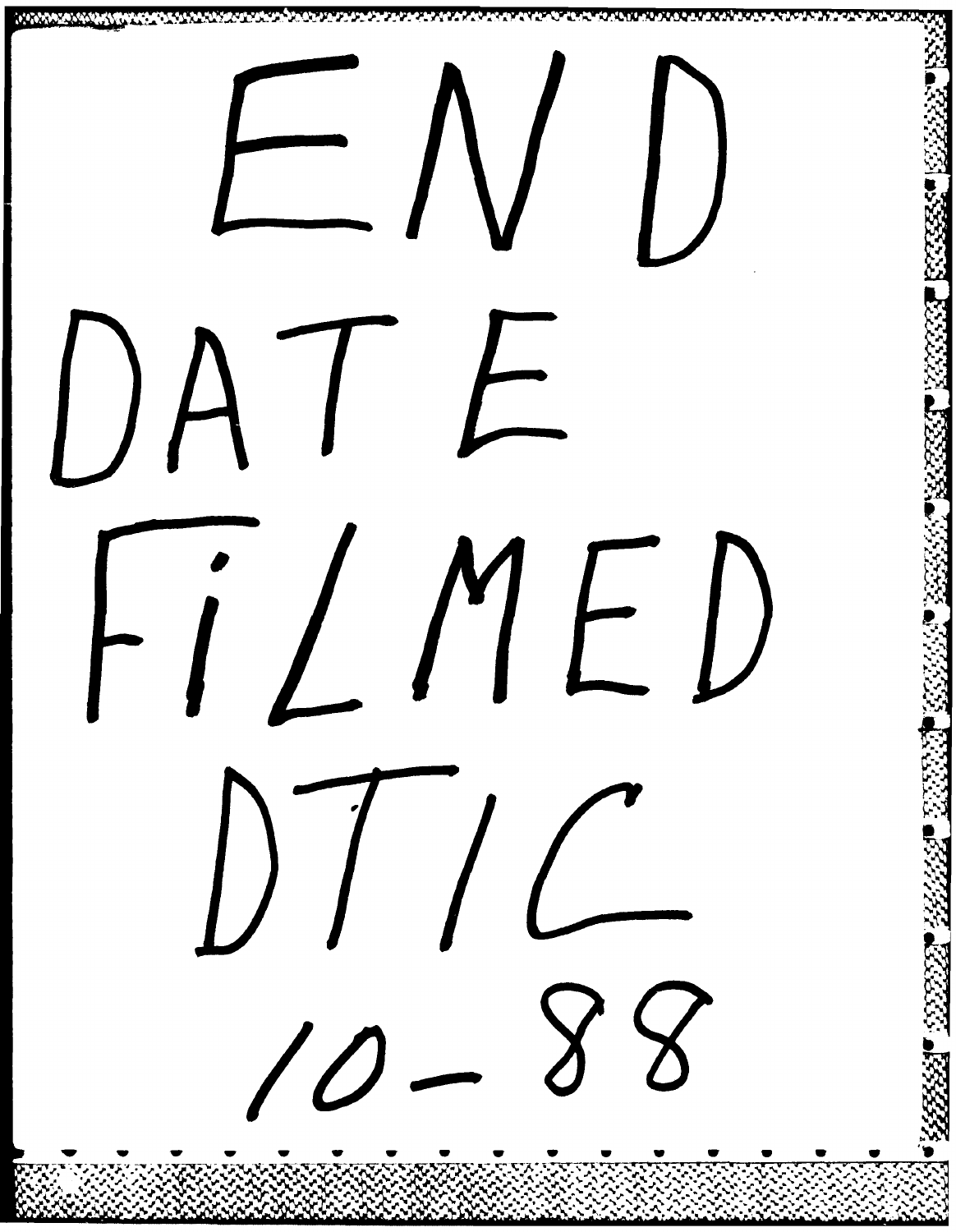END

DATE

FILMED

DTIC

10-88